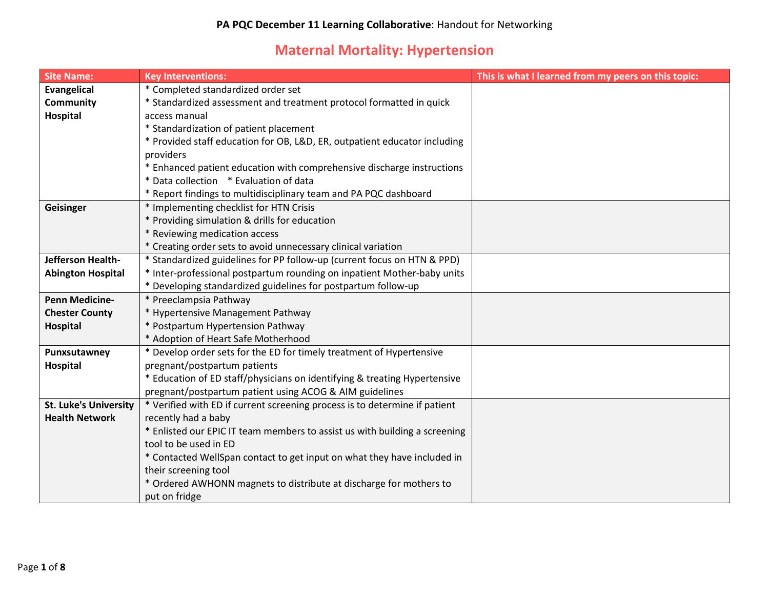**PA PQC December 11 Learning Collaborative**: Handout for Networking

# Maternal Mortality: Hypertension

| Site Name: | Key Interventions: | This is what I learned from my peers on this topic: |
|---|---|---|
| **Evangelical Community Hospital** | * Completed standardized order set<br>* Standardized assessment and treatment protocol formatted in quick access manual<br>* Standardization of patient placement<br>* Provided staff education for OB, L&D, ER, outpatient educator including providers<br>* Enhanced patient education with comprehensive discharge instructions<br>* Data collection * Evaluation of data<br>* Report findings to multidisciplinary team and PA PQC dashboard | |
| **Geisinger** | * Implementing checklist for HTN Crisis<br>* Providing simulation & drills for education<br>* Reviewing medication access<br>* Creating order sets to avoid unnecessary clinical variation | |
| **Jefferson Health-Abington Hospital** | * Standardized guidelines for PP follow-up (current focus on HTN & PPD)<br>* Inter-professional postpartum rounding on inpatient Mother-baby units<br>* Developing standardized guidelines for postpartum follow-up | |
| **Penn Medicine-Chester County Hospital** | * Preeclampsia Pathway<br>* Hypertensive Management Pathway<br>* Postpartum Hypertension Pathway<br>* Adoption of Heart Safe Motherhood | |
| **Punxsutawney Hospital** | * Develop order sets for the ED for timely treatment of Hypertensive pregnant/postpartum patients<br>* Education of ED staff/physicians on identifying & treating Hypertensive pregnant/postpartum patient using ACOG & AIM guidelines | |
| **St. Luke's University Health Network** | * Verified with ED if current screening process is to determine if patient recently had a baby<br>* Enlisted our EPIC IT team members to assist us with building a screening tool to be used in ED<br>* Contacted WellSpan contact to get input on what they have included in their screening tool<br>* Ordered AWHONN magnets to distribute at discharge for mothers to put on fridge | |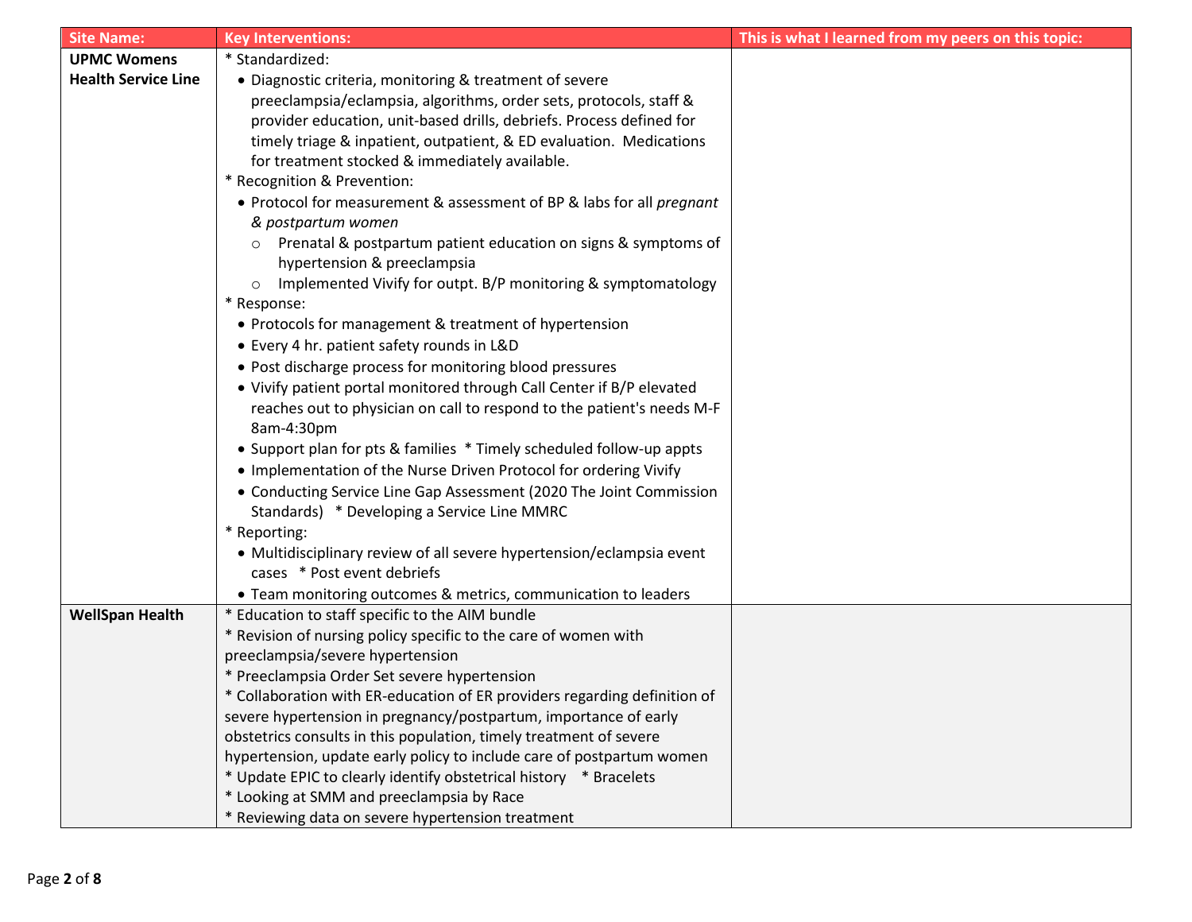| Site Name: | Key Interventions: | This is what I learned from my peers on this topic: |
|---|---|---|
| **UPMC Womens Health Service Line** | * Standardized:<br>• Diagnostic criteria, monitoring & treatment of severe preeclampsia/eclampsia, algorithms, order sets, protocols, staff & provider education, unit-based drills, debriefs. Process defined for timely triage & inpatient, outpatient, & ED evaluation. Medications for treatment stocked & immediately available.<br>* Recognition & Prevention:<br>• Protocol for measurement & assessment of BP & labs for all *pregnant & postpartum women*<br>○ Prenatal & postpartum patient education on signs & symptoms of hypertension & preeclampsia<br>○ Implemented Vivify for outpt. B/P monitoring & symptomatology<br>* Response:<br>• Protocols for management & treatment of hypertension<br>• Every 4 hr. patient safety rounds in L&D<br>• Post discharge process for monitoring blood pressures<br>• Vivify patient portal monitored through Call Center if B/P elevated reaches out to physician on call to respond to the patient's needs M-F 8am-4:30pm<br>• Support plan for pts & families * Timely scheduled follow-up appts<br>• Implementation of the Nurse Driven Protocol for ordering Vivify<br>• Conducting Service Line Gap Assessment (2020 The Joint Commission Standards) * Developing a Service Line MMRC<br>* Reporting:<br>• Multidisciplinary review of all severe hypertension/eclampsia event cases * Post event debriefs<br>• Team monitoring outcomes & metrics, communication to leaders | |
| **WellSpan Health** | * Education to staff specific to the AIM bundle<br>* Revision of nursing policy specific to the care of women with preeclampsia/severe hypertension<br>* Preeclampsia Order Set severe hypertension<br>* Collaboration with ER-education of ER providers regarding definition of severe hypertension in pregnancy/postpartum, importance of early obstetrics consults in this population, timely treatment of severe hypertension, update early policy to include care of postpartum women<br>* Update EPIC to clearly identify obstetrical history * Bracelets<br>* Looking at SMM and preeclampsia by Race<br>* Reviewing data on severe hypertension treatment | |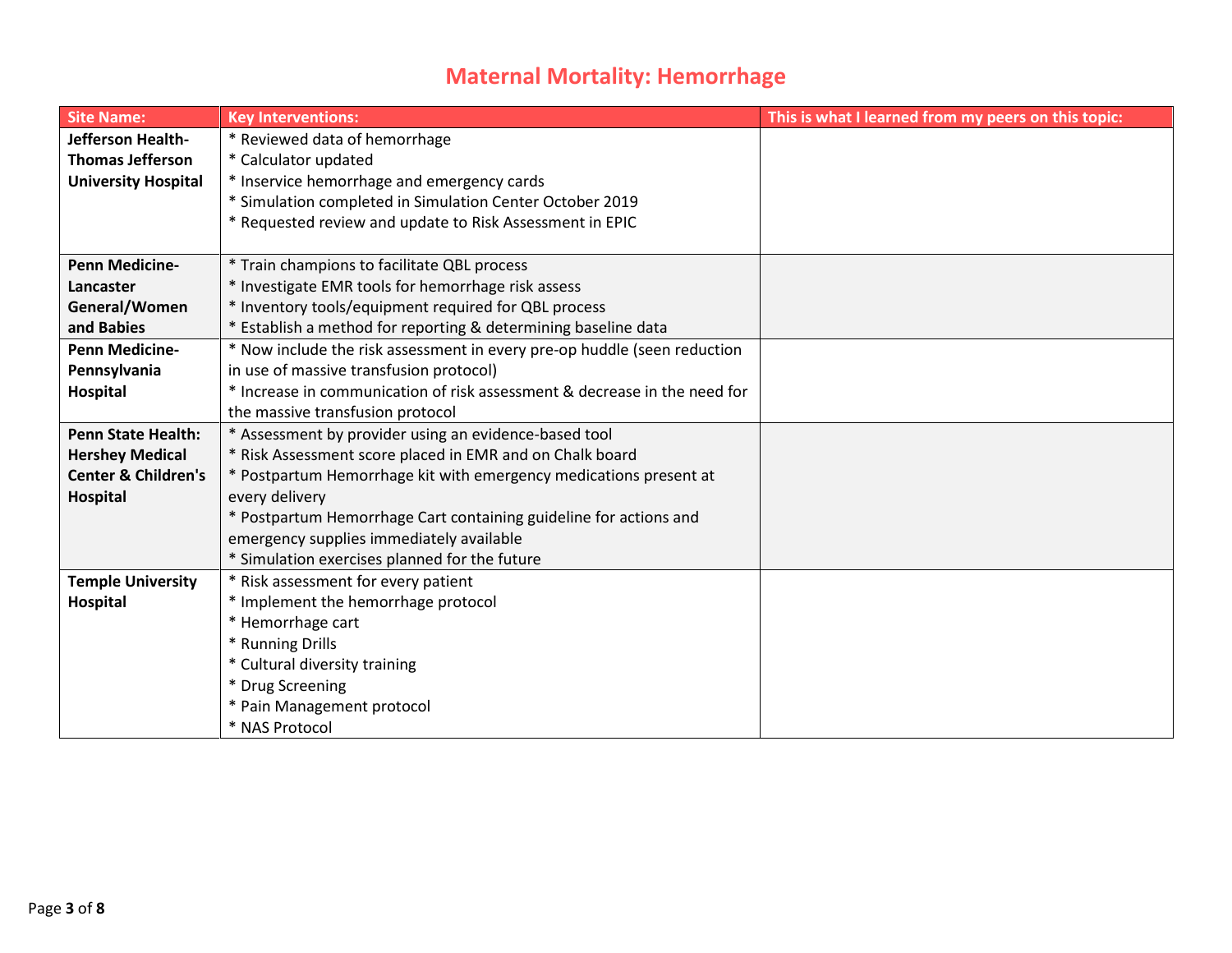# Maternal Mortality: Hemorrhage

| Site Name: | Key Interventions: | This is what I learned from my peers on this topic: |
|---|---|---|
| **Jefferson Health-Thomas Jefferson University Hospital** | * Reviewed data of hemorrhage<br>* Calculator updated<br>* Inservice hemorrhage and emergency cards<br>* Simulation completed in Simulation Center October 2019<br>* Requested review and update to Risk Assessment in EPIC | |
| **Penn Medicine-Lancaster General/Women and Babies** | * Train champions to facilitate QBL process<br>* Investigate EMR tools for hemorrhage risk assess<br>* Inventory tools/equipment required for QBL process<br>* Establish a method for reporting & determining baseline data | |
| **Penn Medicine-Pennsylvania Hospital** | * Now include the risk assessment in every pre-op huddle (seen reduction in use of massive transfusion protocol)<br>* Increase in communication of risk assessment & decrease in the need for the massive transfusion protocol | |
| **Penn State Health: Hershey Medical Center & Children's Hospital** | * Assessment by provider using an evidence-based tool<br>* Risk Assessment score placed in EMR and on Chalk board<br>* Postpartum Hemorrhage kit with emergency medications present at every delivery<br>* Postpartum Hemorrhage Cart containing guideline for actions and emergency supplies immediately available<br>* Simulation exercises planned for the future | |
| **Temple University Hospital** | * Risk assessment for every patient<br>* Implement the hemorrhage protocol<br>* Hemorrhage cart<br>* Running Drills<br>* Cultural diversity training<br>* Drug Screening<br>* Pain Management protocol<br>* NAS Protocol | |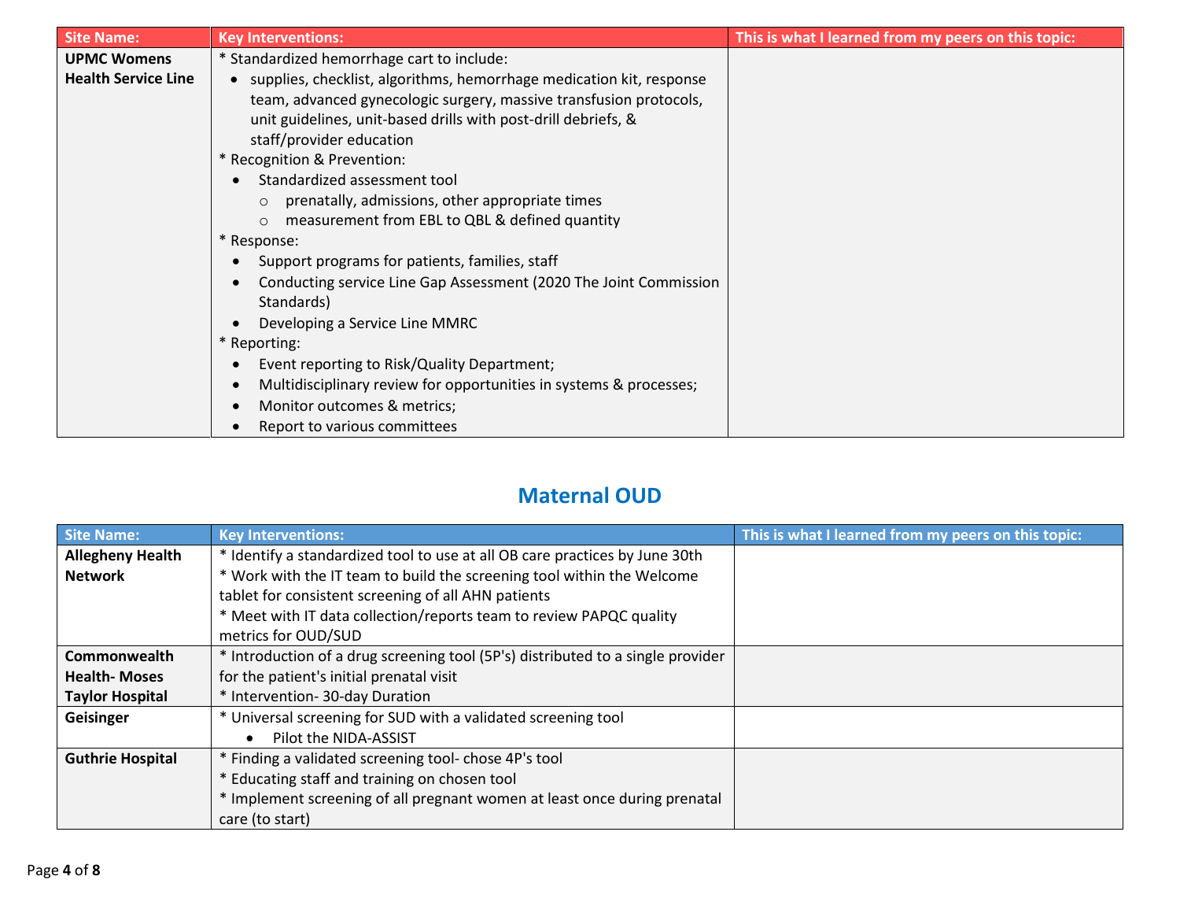| Site Name: | Key Interventions: | This is what I learned from my peers on this topic: |
|---|---|---|
| **UPMC Womens Health Service Line** | * Standardized hemorrhage cart to include:<br>• supplies, checklist, algorithms, hemorrhage medication kit, response team, advanced gynecologic surgery, massive transfusion protocols, unit guidelines, unit-based drills with post-drill debriefs, & staff/provider education<br>* Recognition & Prevention:<br>• Standardized assessment tool<br>○ prenatally, admissions, other appropriate times<br>○ measurement from EBL to QBL & defined quantity<br>* Response:<br>• Support programs for patients, families, staff<br>• Conducting service Line Gap Assessment (2020 The Joint Commission Standards)<br>• Developing a Service Line MMRC<br>* Reporting:<br>• Event reporting to Risk/Quality Department;<br>• Multidisciplinary review for opportunities in systems & processes;<br>• Monitor outcomes & metrics;<br>• Report to various committees | |

## Maternal OUD

| Site Name: | Key Interventions: | This is what I learned from my peers on this topic: |
|---|---|---|
| **Allegheny Health Network** | * Identify a standardized tool to use at all OB care practices by June 30th<br>* Work with the IT team to build the screening tool within the Welcome tablet for consistent screening of all AHN patients<br>* Meet with IT data collection/reports team to review PAPQC quality metrics for OUD/SUD | |
| **Commonwealth Health- Moses Taylor Hospital** | * Introduction of a drug screening tool (5P's) distributed to a single provider for the patient's initial prenatal visit<br>* Intervention- 30-day Duration | |
| **Geisinger** | * Universal screening for SUD with a validated screening tool<br>• Pilot the NIDA-ASSIST | |
| **Guthrie Hospital** | * Finding a validated screening tool- chose 4P's tool<br>* Educating staff and training on chosen tool<br>* Implement screening of all pregnant women at least once during prenatal care (to start) | |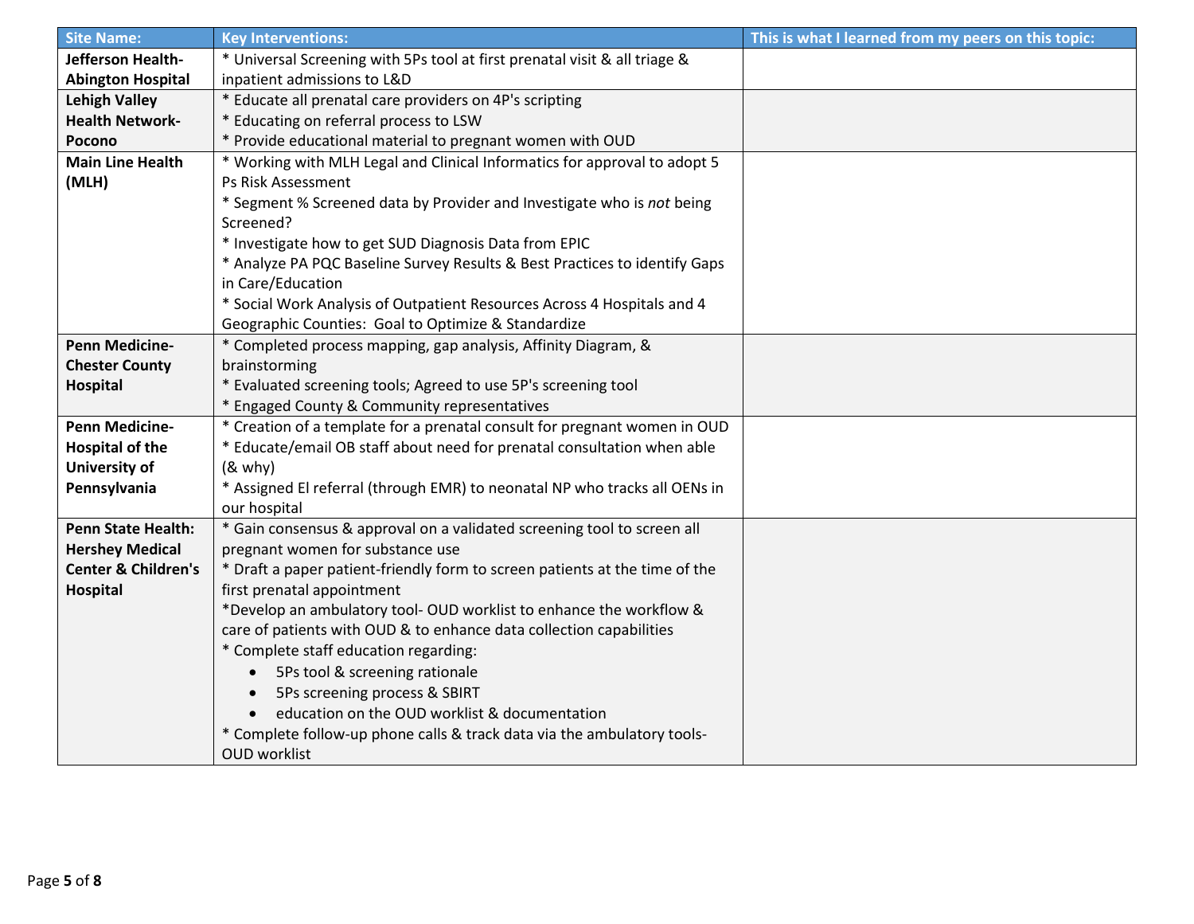| Site Name: | Key Interventions: | This is what I learned from my peers on this topic: |
|---|---|---|
| **Jefferson Health-Abington Hospital** | * Universal Screening with 5Ps tool at first prenatal visit & all triage & inpatient admissions to L&D | |
| **Lehigh Valley Health Network-Pocono** | * Educate all prenatal care providers on 4P's scripting<br>* Educating on referral process to LSW<br>* Provide educational material to pregnant women with OUD | |
| **Main Line Health (MLH)** | * Working with MLH Legal and Clinical Informatics for approval to adopt 5 Ps Risk Assessment<br>* Segment % Screened data by Provider and Investigate who is *not* being Screened?<br>* Investigate how to get SUD Diagnosis Data from EPIC<br>* Analyze PA PQC Baseline Survey Results & Best Practices to identify Gaps in Care/Education<br>* Social Work Analysis of Outpatient Resources Across 4 Hospitals and 4 Geographic Counties: Goal to Optimize & Standardize | |
| **Penn Medicine-Chester County Hospital** | * Completed process mapping, gap analysis, Affinity Diagram, & brainstorming<br>* Evaluated screening tools; Agreed to use 5P's screening tool<br>* Engaged County & Community representatives | |
| **Penn Medicine-Hospital of the University of Pennsylvania** | * Creation of a template for a prenatal consult for pregnant women in OUD<br>* Educate/email OB staff about need for prenatal consultation when able (& why)<br>* Assigned EI referral (through EMR) to neonatal NP who tracks all OENs in our hospital | |
| **Penn State Health: Hershey Medical Center & Children's Hospital** | * Gain consensus & approval on a validated screening tool to screen all pregnant women for substance use<br>* Draft a paper patient-friendly form to screen patients at the time of the first prenatal appointment<br>*Develop an ambulatory tool- OUD worklist to enhance the workflow & care of patients with OUD & to enhance data collection capabilities<br>* Complete staff education regarding:<br>• 5Ps tool & screening rationale<br>• 5Ps screening process & SBIRT<br>• education on the OUD worklist & documentation<br>* Complete follow-up phone calls & track data via the ambulatory tools-OUD worklist | |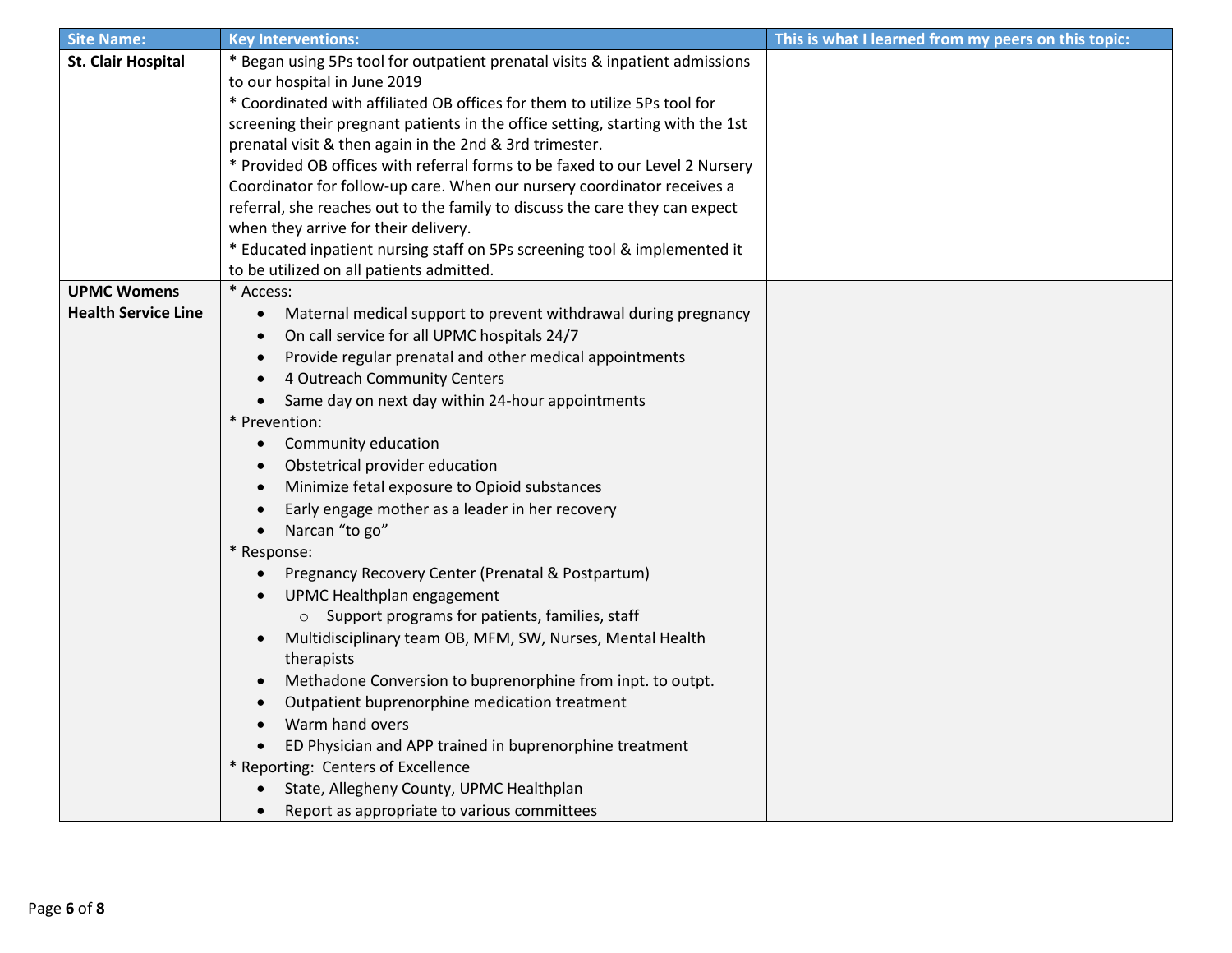| Site Name: | Key Interventions: | This is what I learned from my peers on this topic: |
|---|---|---|
| **St. Clair Hospital** | * Began using 5Ps tool for outpatient prenatal visits & inpatient admissions to our hospital in June 2019<br>* Coordinated with affiliated OB offices for them to utilize 5Ps tool for screening their pregnant patients in the office setting, starting with the 1st prenatal visit & then again in the 2nd & 3rd trimester.<br>* Provided OB offices with referral forms to be faxed to our Level 2 Nursery Coordinator for follow-up care. When our nursery coordinator receives a referral, she reaches out to the family to discuss the care they can expect when they arrive for their delivery.<br>* Educated inpatient nursing staff on 5Ps screening tool & implemented it to be utilized on all patients admitted. | |
| **UPMC Womens Health Service Line** | * Access:<br>• Maternal medical support to prevent withdrawal during pregnancy<br>• On call service for all UPMC hospitals 24/7<br>• Provide regular prenatal and other medical appointments<br>• 4 Outreach Community Centers<br>• Same day on next day within 24-hour appointments<br>* Prevention:<br>• Community education<br>• Obstetrical provider education<br>• Minimize fetal exposure to Opioid substances<br>• Early engage mother as a leader in her recovery<br>• Narcan "to go"<br>* Response:<br>• Pregnancy Recovery Center (Prenatal & Postpartum)<br>• UPMC Healthplan engagement<br>&nbsp;&nbsp;&nbsp;&nbsp;○ Support programs for patients, families, staff<br>• Multidisciplinary team OB, MFM, SW, Nurses, Mental Health therapists<br>• Methadone Conversion to buprenorphine from inpt. to outpt.<br>• Outpatient buprenorphine medication treatment<br>• Warm hand overs<br>• ED Physician and APP trained in buprenorphine treatment<br>* Reporting: Centers of Excellence<br>• State, Allegheny County, UPMC Healthplan<br>• Report as appropriate to various committees | |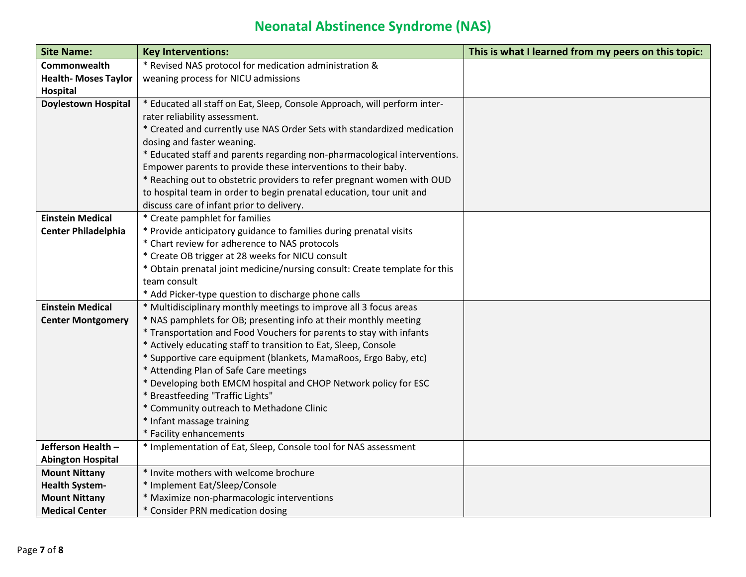# Neonatal Abstinence Syndrome (NAS)

| Site Name: | Key Interventions: | This is what I learned from my peers on this topic: |
|---|---|---|
| **Commonwealth Health- Moses Taylor Hospital** | * Revised NAS protocol for medication administration & weaning process for NICU admissions | |
| **Doylestown Hospital** | * Educated all staff on Eat, Sleep, Console Approach, will perform inter-rater reliability assessment.<br>* Created and currently use NAS Order Sets with standardized medication dosing and faster weaning.<br>* Educated staff and parents regarding non-pharmacological interventions. Empower parents to provide these interventions to their baby.<br>* Reaching out to obstetric providers to refer pregnant women with OUD to hospital team in order to begin prenatal education, tour unit and discuss care of infant prior to delivery. | |
| **Einstein Medical Center Philadelphia** | * Create pamphlet for families<br>* Provide anticipatory guidance to families during prenatal visits<br>* Chart review for adherence to NAS protocols<br>* Create OB trigger at 28 weeks for NICU consult<br>* Obtain prenatal joint medicine/nursing consult: Create template for this team consult<br>* Add Picker-type question to discharge phone calls | |
| **Einstein Medical Center Montgomery** | * Multidisciplinary monthly meetings to improve all 3 focus areas<br>* NAS pamphlets for OB; presenting info at their monthly meeting<br>* Transportation and Food Vouchers for parents to stay with infants<br>* Actively educating staff to transition to Eat, Sleep, Console<br>* Supportive care equipment (blankets, MamaRoos, Ergo Baby, etc)<br>* Attending Plan of Safe Care meetings<br>* Developing both EMCM hospital and CHOP Network policy for ESC<br>* Breastfeeding "Traffic Lights"<br>* Community outreach to Methadone Clinic<br>* Infant massage training<br>* Facility enhancements | |
| **Jefferson Health – Abington Hospital** | * Implementation of Eat, Sleep, Console tool for NAS assessment | |
| **Mount Nittany Health System- Mount Nittany Medical Center** | * Invite mothers with welcome brochure<br>* Implement Eat/Sleep/Console<br>* Maximize non-pharmacologic interventions<br>* Consider PRN medication dosing | |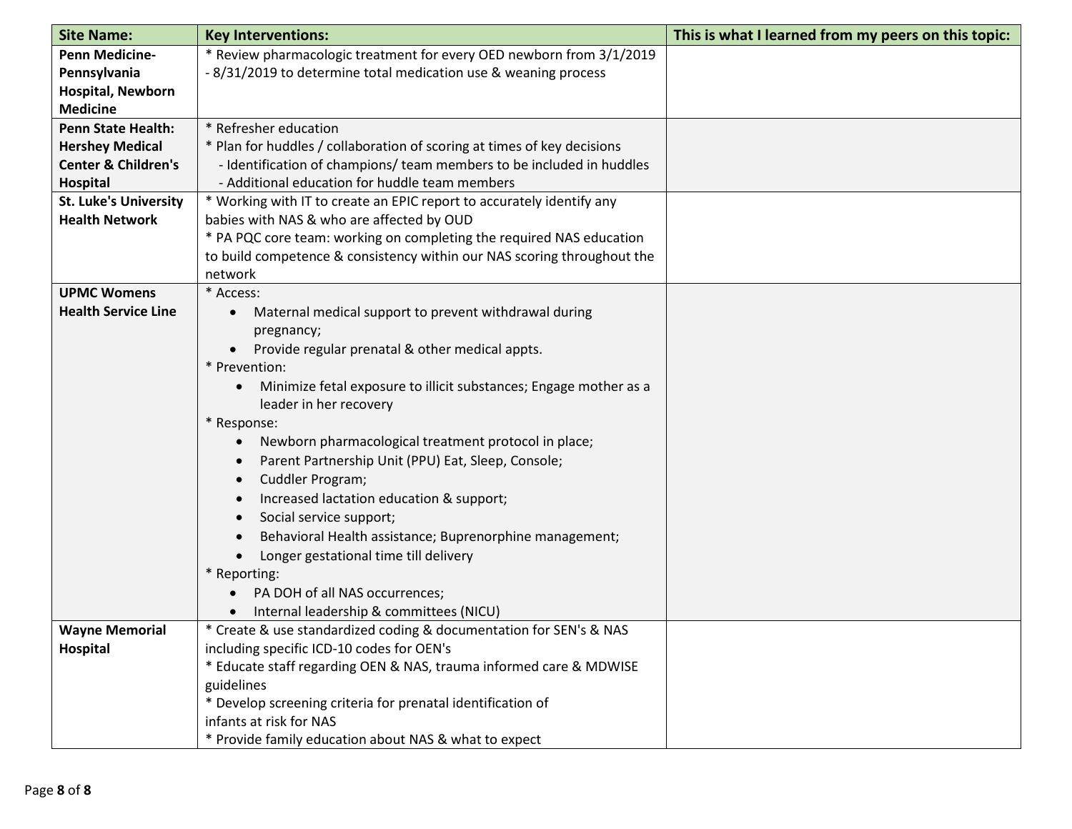| Site Name: | Key Interventions: | This is what I learned from my peers on this topic: |
|---|---|---|
| **Penn Medicine-Pennsylvania Hospital, Newborn Medicine** | * Review pharmacologic treatment for every OED newborn from 3/1/2019 - 8/31/2019 to determine total medication use & weaning process | |
| **Penn State Health: Hershey Medical Center & Children's Hospital** | * Refresher education<br>* Plan for huddles / collaboration of scoring at times of key decisions<br>- Identification of champions/ team members to be included in huddles<br>- Additional education for huddle team members | |
| **St. Luke's University Health Network** | * Working with IT to create an EPIC report to accurately identify any babies with NAS & who are affected by OUD<br>* PA PQC core team: working on completing the required NAS education to build competence & consistency within our NAS scoring throughout the network | |
| **UPMC Womens Health Service Line** | * Access:<br>• Maternal medical support to prevent withdrawal during pregnancy;<br>• Provide regular prenatal & other medical appts.<br>* Prevention:<br>• Minimize fetal exposure to illicit substances; Engage mother as a leader in her recovery<br>* Response:<br>• Newborn pharmacological treatment protocol in place;<br>• Parent Partnership Unit (PPU) Eat, Sleep, Console;<br>• Cuddler Program;<br>• Increased lactation education & support;<br>• Social service support;<br>• Behavioral Health assistance; Buprenorphine management;<br>• Longer gestational time till delivery<br>* Reporting:<br>• PA DOH of all NAS occurrences;<br>• Internal leadership & committees (NICU) | |
| **Wayne Memorial Hospital** | * Create & use standardized coding & documentation for SEN's & NAS including specific ICD-10 codes for OEN's<br>* Educate staff regarding OEN & NAS, trauma informed care & MDWISE guidelines<br>* Develop screening criteria for prenatal identification of infants at risk for NAS<br>* Provide family education about NAS & what to expect | |